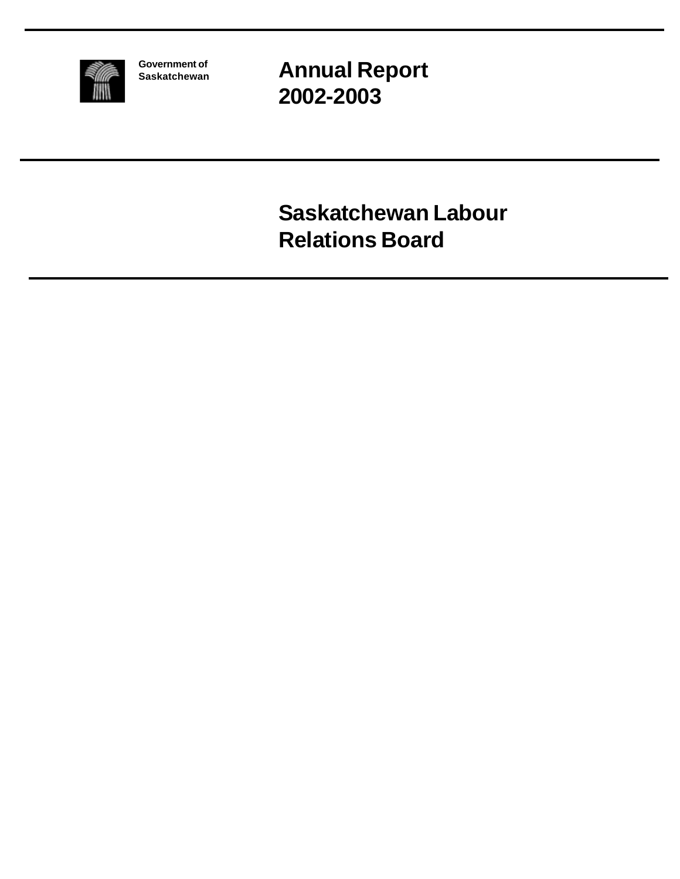Government of Saskatchewan

# Annual Report 2002-2003

# Saskatchewan Labour Relations Board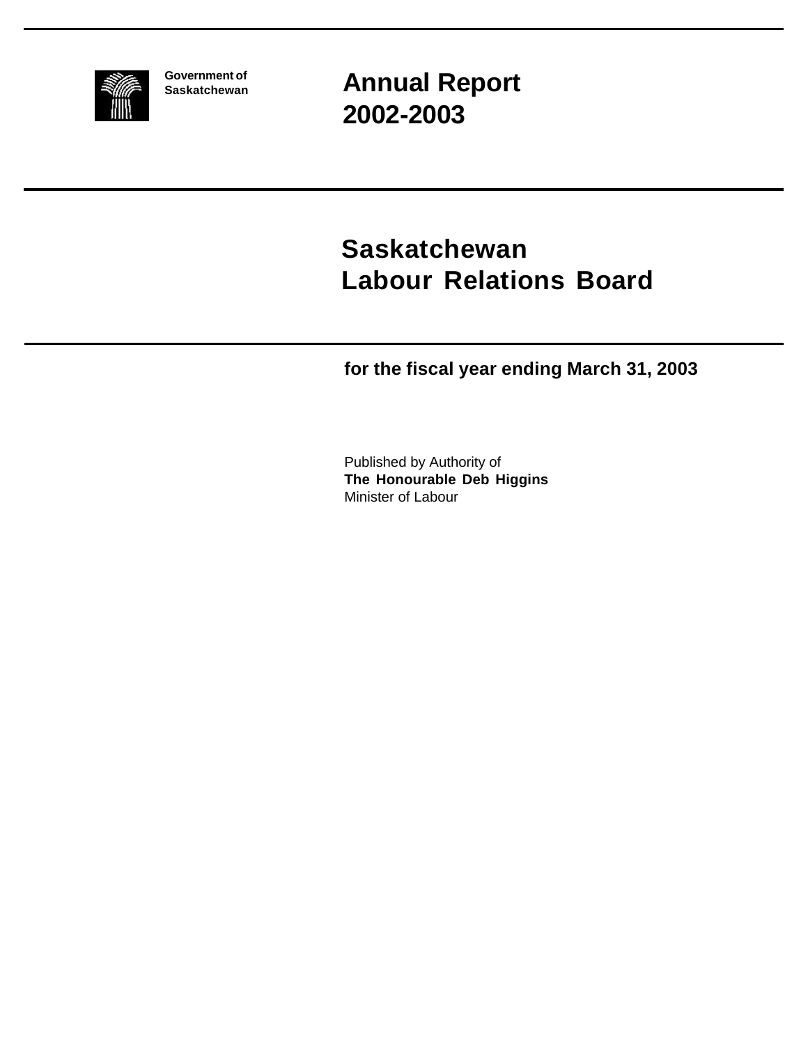Government of Saskatchewan

# Annual Report 2002-2003

# Saskatchewan Labour Relations Board

**for the fiscal year ending March 31, 2003**

Published by Authority of
**The Honourable Deb Higgins**
Minister of Labour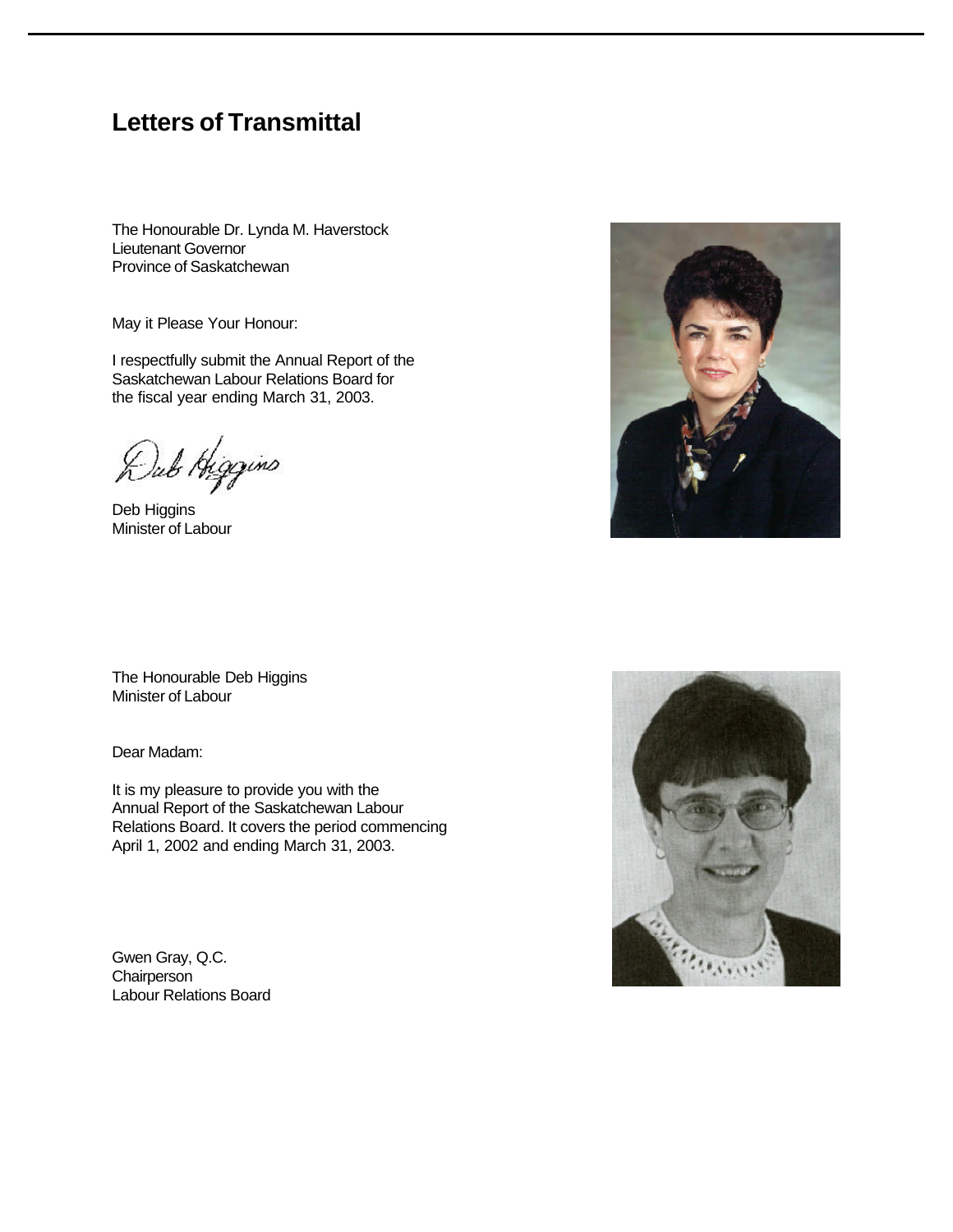# Letters of Transmittal

The Honourable Dr. Lynda M. Haverstock
Lieutenant Governor
Province of Saskatchewan

May it Please Your Honour:

I respectfully submit the Annual Report of the Saskatchewan Labour Relations Board for the fiscal year ending March 31, 2003.

Deb Higgins
Minister of Labour

The Honourable Deb Higgins
Minister of Labour

Dear Madam:

It is my pleasure to provide you with the Annual Report of the Saskatchewan Labour Relations Board. It covers the period commencing April 1, 2002 and ending March 31, 2003.

Gwen Gray, Q.C.
Chairperson
Labour Relations Board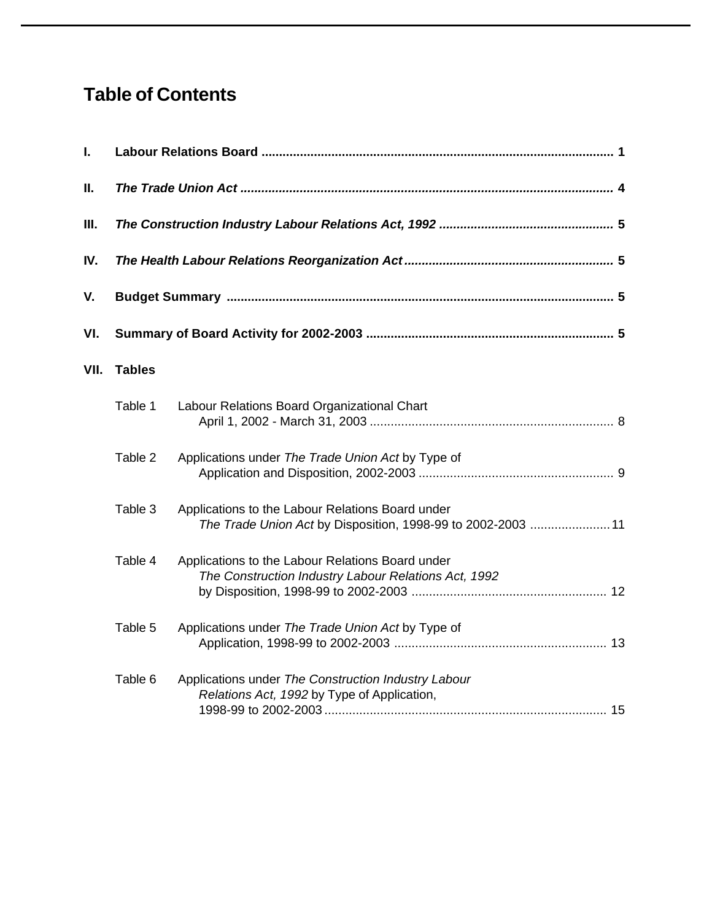# Table of Contents

**I. Labour Relations Board** .................................................... **1**

**II. *The Trade Union Act*** .................................................... **4**

**III. *The Construction Industry Labour Relations Act, 1992*** .................................................... **5**

**IV. *The Health Labour Relations Reorganization Act*** .................................................... **5**

**V. Budget Summary** .................................................... **5**

**VI. Summary of Board Activity for 2002-2003** .................................................... **5**

**VII. Tables**

Table 1 Labour Relations Board Organizational Chart April 1, 2002 - March 31, 2003 .................................................... 8

Table 2 Applications under *The Trade Union Act* by Type of Application and Disposition, 2002-2003 .................................................... 9

Table 3 Applications to the Labour Relations Board under *The Trade Union Act* by Disposition, 1998-99 to 2002-2003 .................................................... 11

Table 4 Applications to the Labour Relations Board under *The Construction Industry Labour Relations Act, 1992* by Disposition, 1998-99 to 2002-2003 .................................................... 12

Table 5 Applications under *The Trade Union Act* by Type of Application, 1998-99 to 2002-2003 .................................................... 13

Table 6 Applications under *The Construction Industry Labour Relations Act, 1992* by Type of Application, 1998-99 to 2002-2003 .................................................... 15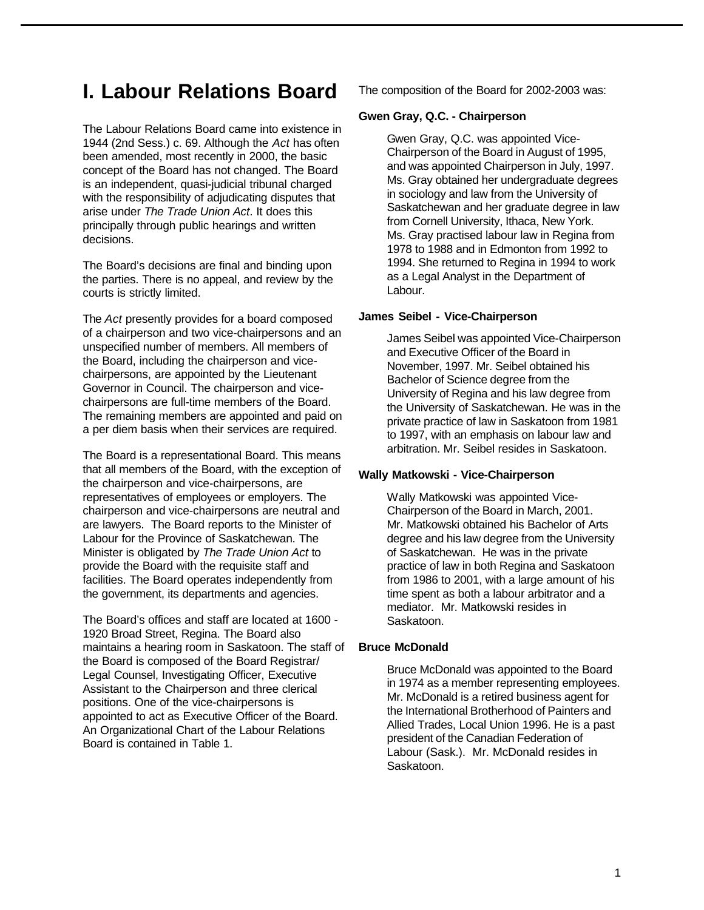# I. Labour Relations Board

The Labour Relations Board came into existence in 1944 (2nd Sess.) c. 69. Although the *Act* has often been amended, most recently in 2000, the basic concept of the Board has not changed. The Board is an independent, quasi-judicial tribunal charged with the responsibility of adjudicating disputes that arise under *The Trade Union Act*. It does this principally through public hearings and written decisions.

The Board's decisions are final and binding upon the parties. There is no appeal, and review by the courts is strictly limited.

The *Act* presently provides for a board composed of a chairperson and two vice-chairpersons and an unspecified number of members. All members of the Board, including the chairperson and vice-chairpersons, are appointed by the Lieutenant Governor in Council. The chairperson and vice-chairpersons are full-time members of the Board. The remaining members are appointed and paid on a per diem basis when their services are required.

The Board is a representational Board. This means that all members of the Board, with the exception of the chairperson and vice-chairpersons, are representatives of employees or employers. The chairperson and vice-chairpersons are neutral and are lawyers. The Board reports to the Minister of Labour for the Province of Saskatchewan. The Minister is obligated by *The Trade Union Act* to provide the Board with the requisite staff and facilities. The Board operates independently from the government, its departments and agencies.

The Board's offices and staff are located at 1600 - 1920 Broad Street, Regina. The Board also maintains a hearing room in Saskatoon. The staff of the Board is composed of the Board Registrar/ Legal Counsel, Investigating Officer, Executive Assistant to the Chairperson and three clerical positions. One of the vice-chairpersons is appointed to act as Executive Officer of the Board. An Organizational Chart of the Labour Relations Board is contained in Table 1.

The composition of the Board for 2002-2003 was:

**Gwen Gray, Q.C. - Chairperson**

Gwen Gray, Q.C. was appointed Vice-Chairperson of the Board in August of 1995, and was appointed Chairperson in July, 1997. Ms. Gray obtained her undergraduate degrees in sociology and law from the University of Saskatchewan and her graduate degree in law from Cornell University, Ithaca, New York. Ms. Gray practised labour law in Regina from 1978 to 1988 and in Edmonton from 1992 to 1994. She returned to Regina in 1994 to work as a Legal Analyst in the Department of Labour.

**James Seibel - Vice-Chairperson**

James Seibel was appointed Vice-Chairperson and Executive Officer of the Board in November, 1997. Mr. Seibel obtained his Bachelor of Science degree from the University of Regina and his law degree from the University of Saskatchewan. He was in the private practice of law in Saskatoon from 1981 to 1997, with an emphasis on labour law and arbitration. Mr. Seibel resides in Saskatoon.

**Wally Matkowski - Vice-Chairperson**

Wally Matkowski was appointed Vice-Chairperson of the Board in March, 2001. Mr. Matkowski obtained his Bachelor of Arts degree and his law degree from the University of Saskatchewan. He was in the private practice of law in both Regina and Saskatoon from 1986 to 2001, with a large amount of his time spent as both a labour arbitrator and a mediator. Mr. Matkowski resides in Saskatoon.

**Bruce McDonald**

Bruce McDonald was appointed to the Board in 1974 as a member representing employees. Mr. McDonald is a retired business agent for the International Brotherhood of Painters and Allied Trades, Local Union 1996. He is a past president of the Canadian Federation of Labour (Sask.). Mr. McDonald resides in Saskatoon.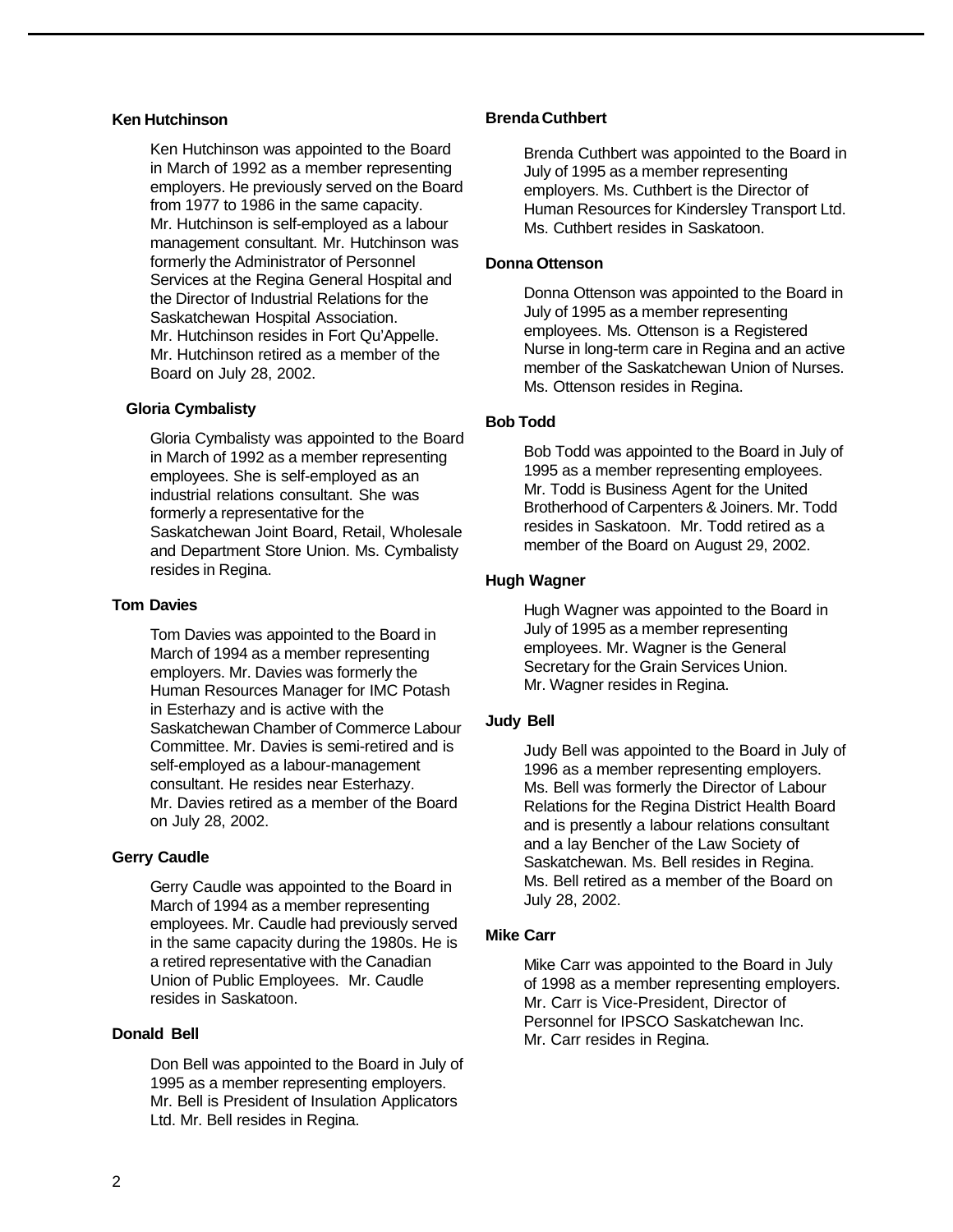### Ken Hutchinson

Ken Hutchinson was appointed to the Board in March of 1992 as a member representing employers. He previously served on the Board from 1977 to 1986 in the same capacity. Mr. Hutchinson is self-employed as a labour management consultant. Mr. Hutchinson was formerly the Administrator of Personnel Services at the Regina General Hospital and the Director of Industrial Relations for the Saskatchewan Hospital Association. Mr. Hutchinson resides in Fort Qu'Appelle. Mr. Hutchinson retired as a member of the Board on July 28, 2002.

### Gloria Cymbalisty

Gloria Cymbalisty was appointed to the Board in March of 1992 as a member representing employees. She is self-employed as an industrial relations consultant. She was formerly a representative for the Saskatchewan Joint Board, Retail, Wholesale and Department Store Union. Ms. Cymbalisty resides in Regina.

### Tom Davies

Tom Davies was appointed to the Board in March of 1994 as a member representing employers. Mr. Davies was formerly the Human Resources Manager for IMC Potash in Esterhazy and is active with the Saskatchewan Chamber of Commerce Labour Committee. Mr. Davies is semi-retired and is self-employed as a labour-management consultant. He resides near Esterhazy. Mr. Davies retired as a member of the Board on July 28, 2002.

### Gerry Caudle

Gerry Caudle was appointed to the Board in March of 1994 as a member representing employees. Mr. Caudle had previously served in the same capacity during the 1980s. He is a retired representative with the Canadian Union of Public Employees. Mr. Caudle resides in Saskatoon.

### Donald Bell

Don Bell was appointed to the Board in July of 1995 as a member representing employers. Mr. Bell is President of Insulation Applicators Ltd. Mr. Bell resides in Regina.

### Brenda Cuthbert

Brenda Cuthbert was appointed to the Board in July of 1995 as a member representing employers. Ms. Cuthbert is the Director of Human Resources for Kindersley Transport Ltd. Ms. Cuthbert resides in Saskatoon.

### Donna Ottenson

Donna Ottenson was appointed to the Board in July of 1995 as a member representing employees. Ms. Ottenson is a Registered Nurse in long-term care in Regina and an active member of the Saskatchewan Union of Nurses. Ms. Ottenson resides in Regina.

### Bob Todd

Bob Todd was appointed to the Board in July of 1995 as a member representing employees. Mr. Todd is Business Agent for the United Brotherhood of Carpenters & Joiners. Mr. Todd resides in Saskatoon. Mr. Todd retired as a member of the Board on August 29, 2002.

### Hugh Wagner

Hugh Wagner was appointed to the Board in July of 1995 as a member representing employees. Mr. Wagner is the General Secretary for the Grain Services Union. Mr. Wagner resides in Regina.

### Judy Bell

Judy Bell was appointed to the Board in July of 1996 as a member representing employers. Ms. Bell was formerly the Director of Labour Relations for the Regina District Health Board and is presently a labour relations consultant and a lay Bencher of the Law Society of Saskatchewan. Ms. Bell resides in Regina. Ms. Bell retired as a member of the Board on July 28, 2002.

### Mike Carr

Mike Carr was appointed to the Board in July of 1998 as a member representing employers. Mr. Carr is Vice-President, Director of Personnel for IPSCO Saskatchewan Inc. Mr. Carr resides in Regina.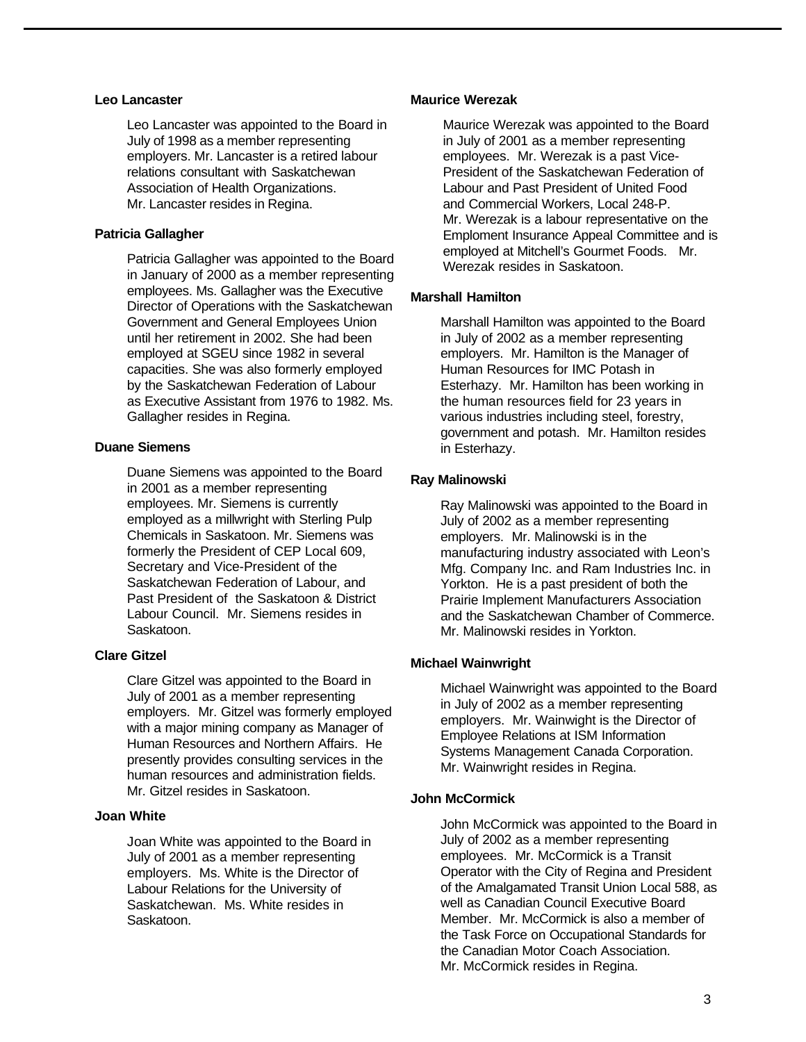**Leo Lancaster**

Leo Lancaster was appointed to the Board in July of 1998 as a member representing employers. Mr. Lancaster is a retired labour relations consultant with Saskatchewan Association of Health Organizations. Mr. Lancaster resides in Regina.

**Patricia Gallagher**

Patricia Gallagher was appointed to the Board in January of 2000 as a member representing employees. Ms. Gallagher was the Executive Director of Operations with the Saskatchewan Government and General Employees Union until her retirement in 2002. She had been employed at SGEU since 1982 in several capacities. She was also formerly employed by the Saskatchewan Federation of Labour as Executive Assistant from 1976 to 1982. Ms. Gallagher resides in Regina.

**Duane Siemens**

Duane Siemens was appointed to the Board in 2001 as a member representing employees. Mr. Siemens is currently employed as a millwright with Sterling Pulp Chemicals in Saskatoon. Mr. Siemens was formerly the President of CEP Local 609, Secretary and Vice-President of the Saskatchewan Federation of Labour, and Past President of the Saskatoon & District Labour Council. Mr. Siemens resides in Saskatoon.

**Clare Gitzel**

Clare Gitzel was appointed to the Board in July of 2001 as a member representing employers. Mr. Gitzel was formerly employed with a major mining company as Manager of Human Resources and Northern Affairs. He presently provides consulting services in the human resources and administration fields. Mr. Gitzel resides in Saskatoon.

**Joan White**

Joan White was appointed to the Board in July of 2001 as a member representing employers. Ms. White is the Director of Labour Relations for the University of Saskatchewan. Ms. White resides in Saskatoon.

**Maurice Werezak**

Maurice Werezak was appointed to the Board in July of 2001 as a member representing employees. Mr. Werezak is a past Vice-President of the Saskatchewan Federation of Labour and Past President of United Food and Commercial Workers, Local 248-P. Mr. Werezak is a labour representative on the Emploment Insurance Appeal Committee and is employed at Mitchell's Gourmet Foods. Mr. Werezak resides in Saskatoon.

**Marshall Hamilton**

Marshall Hamilton was appointed to the Board in July of 2002 as a member representing employers. Mr. Hamilton is the Manager of Human Resources for IMC Potash in Esterhazy. Mr. Hamilton has been working in the human resources field for 23 years in various industries including steel, forestry, government and potash. Mr. Hamilton resides in Esterhazy.

**Ray Malinowski**

Ray Malinowski was appointed to the Board in July of 2002 as a member representing employers. Mr. Malinowski is in the manufacturing industry associated with Leon's Mfg. Company Inc. and Ram Industries Inc. in Yorkton. He is a past president of both the Prairie Implement Manufacturers Association and the Saskatchewan Chamber of Commerce. Mr. Malinowski resides in Yorkton.

**Michael Wainwright**

Michael Wainwright was appointed to the Board in July of 2002 as a member representing employers. Mr. Wainwight is the Director of Employee Relations at ISM Information Systems Management Canada Corporation. Mr. Wainwright resides in Regina.

**John McCormick**

John McCormick was appointed to the Board in July of 2002 as a member representing employees. Mr. McCormick is a Transit Operator with the City of Regina and President of the Amalgamated Transit Union Local 588, as well as Canadian Council Executive Board Member. Mr. McCormick is also a member of the Task Force on Occupational Standards for the Canadian Motor Coach Association. Mr. McCormick resides in Regina.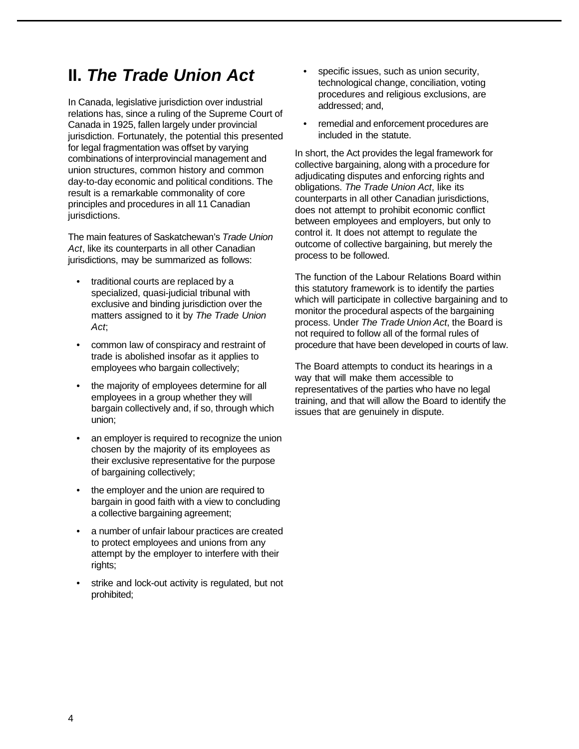## II. *The Trade Union Act*

In Canada, legislative jurisdiction over industrial relations has, since a ruling of the Supreme Court of Canada in 1925, fallen largely under provincial jurisdiction. Fortunately, the potential this presented for legal fragmentation was offset by varying combinations of interprovincial management and union structures, common history and common day-to-day economic and political conditions. The result is a remarkable commonality of core principles and procedures in all 11 Canadian jurisdictions.

The main features of Saskatchewan's *Trade Union Act*, like its counterparts in all other Canadian jurisdictions, may be summarized as follows:

- traditional courts are replaced by a specialized, quasi-judicial tribunal with exclusive and binding jurisdiction over the matters assigned to it by *The Trade Union Act*;
- common law of conspiracy and restraint of trade is abolished insofar as it applies to employees who bargain collectively;
- the majority of employees determine for all employees in a group whether they will bargain collectively and, if so, through which union;
- an employer is required to recognize the union chosen by the majority of its employees as their exclusive representative for the purpose of bargaining collectively;
- the employer and the union are required to bargain in good faith with a view to concluding a collective bargaining agreement;
- a number of unfair labour practices are created to protect employees and unions from any attempt by the employer to interfere with their rights;
- strike and lock-out activity is regulated, but not prohibited;
- specific issues, such as union security, technological change, conciliation, voting procedures and religious exclusions, are addressed; and,
- remedial and enforcement procedures are included in the statute.

In short, the Act provides the legal framework for collective bargaining, along with a procedure for adjudicating disputes and enforcing rights and obligations. *The Trade Union Act*, like its counterparts in all other Canadian jurisdictions, does not attempt to prohibit economic conflict between employees and employers, but only to control it. It does not attempt to regulate the outcome of collective bargaining, but merely the process to be followed.

The function of the Labour Relations Board within this statutory framework is to identify the parties which will participate in collective bargaining and to monitor the procedural aspects of the bargaining process. Under *The Trade Union Act*, the Board is not required to follow all of the formal rules of procedure that have been developed in courts of law.

The Board attempts to conduct its hearings in a way that will make them accessible to representatives of the parties who have no legal training, and that will allow the Board to identify the issues that are genuinely in dispute.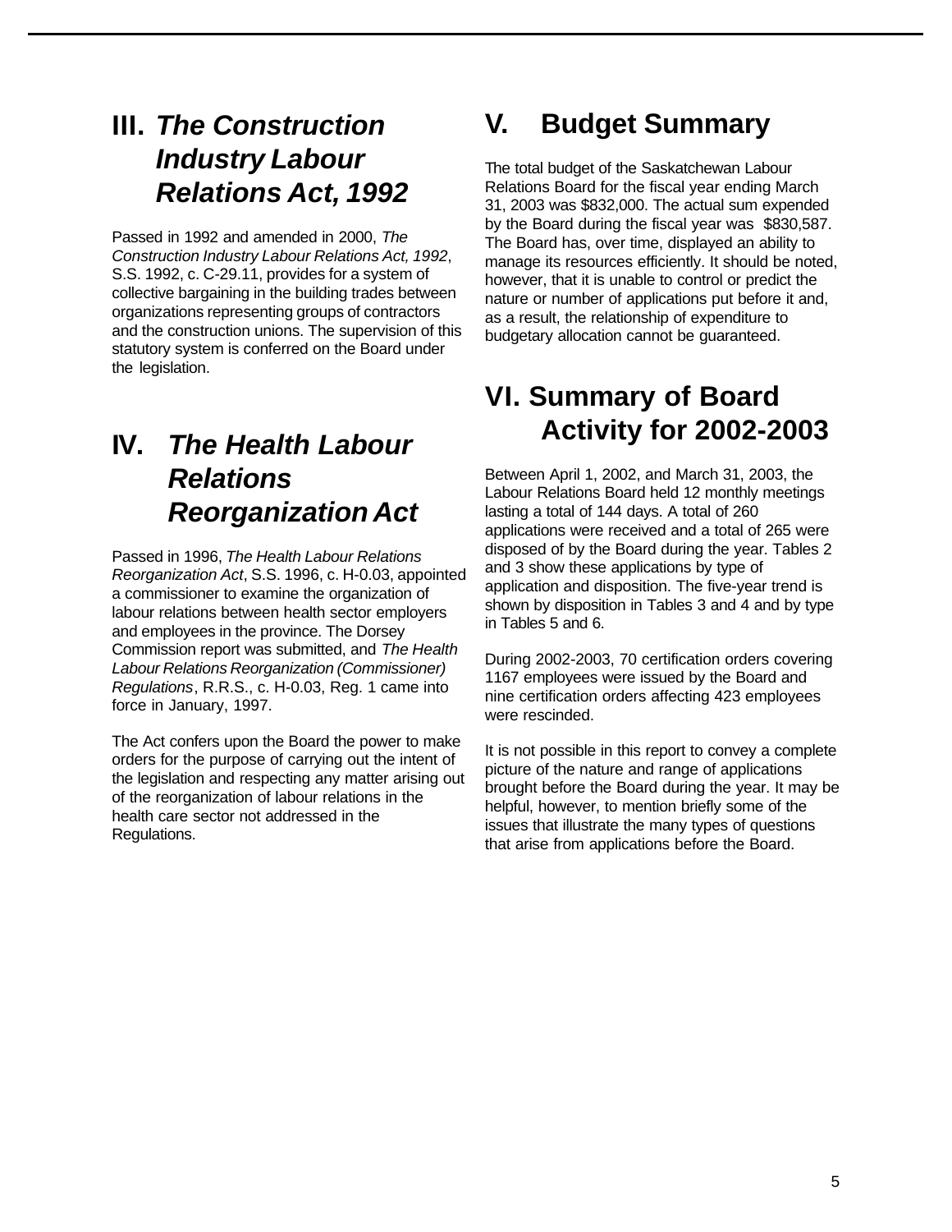## III. *The Construction Industry Labour Relations Act, 1992*

Passed in 1992 and amended in 2000, *The Construction Industry Labour Relations Act, 1992*, S.S. 1992, c. C-29.11, provides for a system of collective bargaining in the building trades between organizations representing groups of contractors and the construction unions. The supervision of this statutory system is conferred on the Board under the legislation.

## IV. *The Health Labour Relations Reorganization Act*

Passed in 1996, *The Health Labour Relations Reorganization Act*, S.S. 1996, c. H-0.03, appointed a commissioner to examine the organization of labour relations between health sector employers and employees in the province. The Dorsey Commission report was submitted, and *The Health Labour Relations Reorganization (Commissioner) Regulations*, R.R.S., c. H-0.03, Reg. 1 came into force in January, 1997.

The Act confers upon the Board the power to make orders for the purpose of carrying out the intent of the legislation and respecting any matter arising out of the reorganization of labour relations in the health care sector not addressed in the Regulations.

## V. Budget Summary

The total budget of the Saskatchewan Labour Relations Board for the fiscal year ending March 31, 2003 was $832,000. The actual sum expended by the Board during the fiscal year was $830,587. The Board has, over time, displayed an ability to manage its resources efficiently. It should be noted, however, that it is unable to control or predict the nature or number of applications put before it and, as a result, the relationship of expenditure to budgetary allocation cannot be guaranteed.

## VI. Summary of Board Activity for 2002-2003

Between April 1, 2002, and March 31, 2003, the Labour Relations Board held 12 monthly meetings lasting a total of 144 days. A total of 260 applications were received and a total of 265 were disposed of by the Board during the year. Tables 2 and 3 show these applications by type of application and disposition. The five-year trend is shown by disposition in Tables 3 and 4 and by type in Tables 5 and 6.

During 2002-2003, 70 certification orders covering 1167 employees were issued by the Board and nine certification orders affecting 423 employees were rescinded.

It is not possible in this report to convey a complete picture of the nature and range of applications brought before the Board during the year. It may be helpful, however, to mention briefly some of the issues that illustrate the many types of questions that arise from applications before the Board.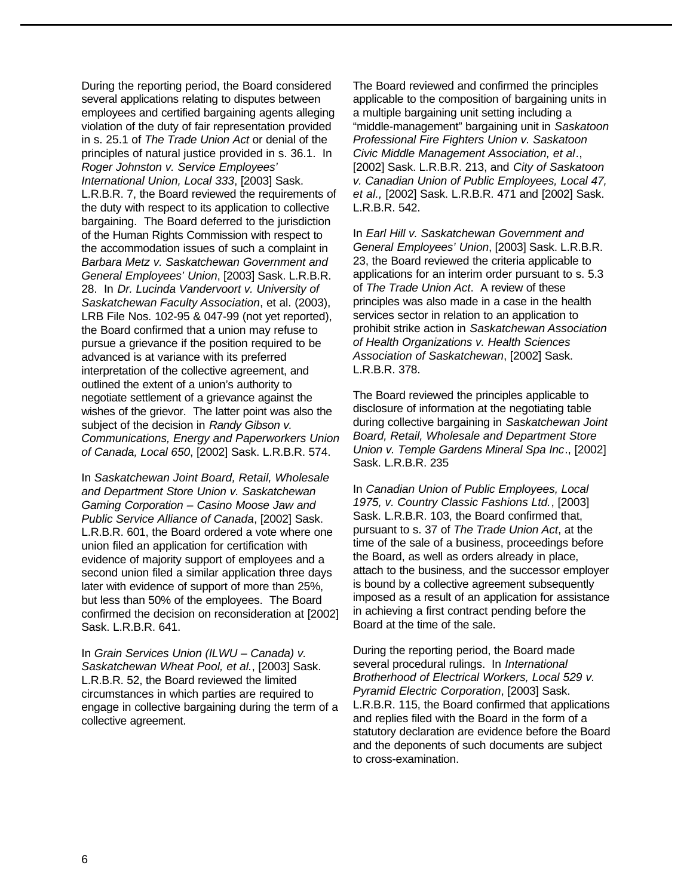During the reporting period, the Board considered several applications relating to disputes between employees and certified bargaining agents alleging violation of the duty of fair representation provided in s. 25.1 of *The Trade Union Act* or denial of the principles of natural justice provided in s. 36.1. In *Roger Johnston v. Service Employees' International Union, Local 333*, [2003] Sask. L.R.B.R. 7, the Board reviewed the requirements of the duty with respect to its application to collective bargaining. The Board deferred to the jurisdiction of the Human Rights Commission with respect to the accommodation issues of such a complaint in *Barbara Metz v. Saskatchewan Government and General Employees' Union*, [2003] Sask. L.R.B.R. 28. In *Dr. Lucinda Vandervoort v. University of Saskatchewan Faculty Association*, et al. (2003), LRB File Nos. 102-95 & 047-99 (not yet reported), the Board confirmed that a union may refuse to pursue a grievance if the position required to be advanced is at variance with its preferred interpretation of the collective agreement, and outlined the extent of a union's authority to negotiate settlement of a grievance against the wishes of the grievor. The latter point was also the subject of the decision in *Randy Gibson v. Communications, Energy and Paperworkers Union of Canada, Local 650*, [2002] Sask. L.R.B.R. 574.

In *Saskatchewan Joint Board, Retail, Wholesale and Department Store Union v. Saskatchewan Gaming Corporation – Casino Moose Jaw and Public Service Alliance of Canada*, [2002] Sask. L.R.B.R. 601, the Board ordered a vote where one union filed an application for certification with evidence of majority support of employees and a second union filed a similar application three days later with evidence of support of more than 25%, but less than 50% of the employees. The Board confirmed the decision on reconsideration at [2002] Sask. L.R.B.R. 641.

In *Grain Services Union (ILWU – Canada) v. Saskatchewan Wheat Pool, et al.*, [2003] Sask. L.R.B.R. 52, the Board reviewed the limited circumstances in which parties are required to engage in collective bargaining during the term of a collective agreement.

The Board reviewed and confirmed the principles applicable to the composition of bargaining units in a multiple bargaining unit setting including a "middle-management" bargaining unit in *Saskatoon Professional Fire Fighters Union v. Saskatoon Civic Middle Management Association, et al*., [2002] Sask. L.R.B.R. 213, and *City of Saskatoon v. Canadian Union of Public Employees, Local 47, et al.,* [2002] Sask. L.R.B.R. 471 and [2002] Sask. L.R.B.R. 542.

In *Earl Hill v. Saskatchewan Government and General Employees' Union*, [2003] Sask. L.R.B.R. 23, the Board reviewed the criteria applicable to applications for an interim order pursuant to s. 5.3 of *The Trade Union Act*. A review of these principles was also made in a case in the health services sector in relation to an application to prohibit strike action in *Saskatchewan Association of Health Organizations v. Health Sciences Association of Saskatchewan*, [2002] Sask. L.R.B.R. 378.

The Board reviewed the principles applicable to disclosure of information at the negotiating table during collective bargaining in *Saskatchewan Joint Board, Retail, Wholesale and Department Store Union v. Temple Gardens Mineral Spa Inc*., [2002] Sask. L.R.B.R. 235

In *Canadian Union of Public Employees, Local 1975, v. Country Classic Fashions Ltd.*, [2003] Sask. L.R.B.R. 103, the Board confirmed that, pursuant to s. 37 of *The Trade Union Act*, at the time of the sale of a business, proceedings before the Board, as well as orders already in place, attach to the business, and the successor employer is bound by a collective agreement subsequently imposed as a result of an application for assistance in achieving a first contract pending before the Board at the time of the sale.

During the reporting period, the Board made several procedural rulings. In *International Brotherhood of Electrical Workers, Local 529 v. Pyramid Electric Corporation*, [2003] Sask. L.R.B.R. 115, the Board confirmed that applications and replies filed with the Board in the form of a statutory declaration are evidence before the Board and the deponents of such documents are subject to cross-examination.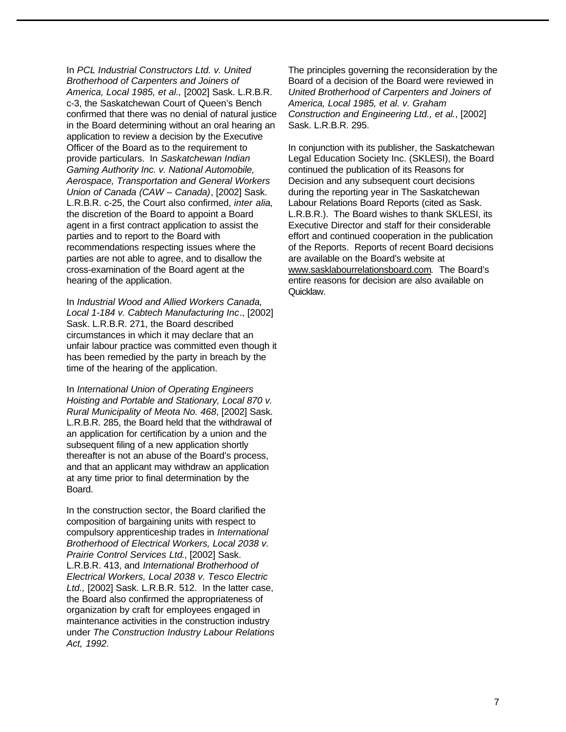In *PCL Industrial Constructors Ltd. v. United Brotherhood of Carpenters and Joiners of America, Local 1985, et al.,* [2002] Sask. L.R.B.R. c-3, the Saskatchewan Court of Queen's Bench confirmed that there was no denial of natural justice in the Board determining without an oral hearing an application to review a decision by the Executive Officer of the Board as to the requirement to provide particulars. In *Saskatchewan Indian Gaming Authority Inc. v. National Automobile, Aerospace, Transportation and General Workers Union of Canada (CAW – Canada)*, [2002] Sask. L.R.B.R. c-25, the Court also confirmed, *inter alia*, the discretion of the Board to appoint a Board agent in a first contract application to assist the parties and to report to the Board with recommendations respecting issues where the parties are not able to agree, and to disallow the cross-examination of the Board agent at the hearing of the application.

In *Industrial Wood and Allied Workers Canada, Local 1-184 v. Cabtech Manufacturing Inc*., [2002] Sask. L.R.B.R. 271, the Board described circumstances in which it may declare that an unfair labour practice was committed even though it has been remedied by the party in breach by the time of the hearing of the application.

In *International Union of Operating Engineers Hoisting and Portable and Stationary, Local 870 v. Rural Municipality of Meota No. 468*, [2002] Sask. L.R.B.R. 285, the Board held that the withdrawal of an application for certification by a union and the subsequent filing of a new application shortly thereafter is not an abuse of the Board's process, and that an applicant may withdraw an application at any time prior to final determination by the Board.

In the construction sector, the Board clarified the composition of bargaining units with respect to compulsory apprenticeship trades in *International Brotherhood of Electrical Workers, Local 2038 v. Prairie Control Services Ltd*., [2002] Sask. L.R.B.R. 413, and *International Brotherhood of Electrical Workers, Local 2038 v. Tesco Electric Ltd.,* [2002] Sask. L.R.B.R. 512. In the latter case, the Board also confirmed the appropriateness of organization by craft for employees engaged in maintenance activities in the construction industry under *The Construction Industry Labour Relations Act, 1992*.

The principles governing the reconsideration by the Board of a decision of the Board were reviewed in *United Brotherhood of Carpenters and Joiners of America, Local 1985, et al. v. Graham Construction and Engineering Ltd., et al.*, [2002] Sask. L.R.B.R. 295.

In conjunction with its publisher, the Saskatchewan Legal Education Society Inc. (SKLESI), the Board continued the publication of its Reasons for Decision and any subsequent court decisions during the reporting year in The Saskatchewan Labour Relations Board Reports (cited as Sask. L.R.B.R.). The Board wishes to thank SKLESI, its Executive Director and staff for their considerable effort and continued cooperation in the publication of the Reports. Reports of recent Board decisions are available on the Board's website at www.sasklabourrelationsboard.com. The Board's entire reasons for decision are also available on Quicklaw.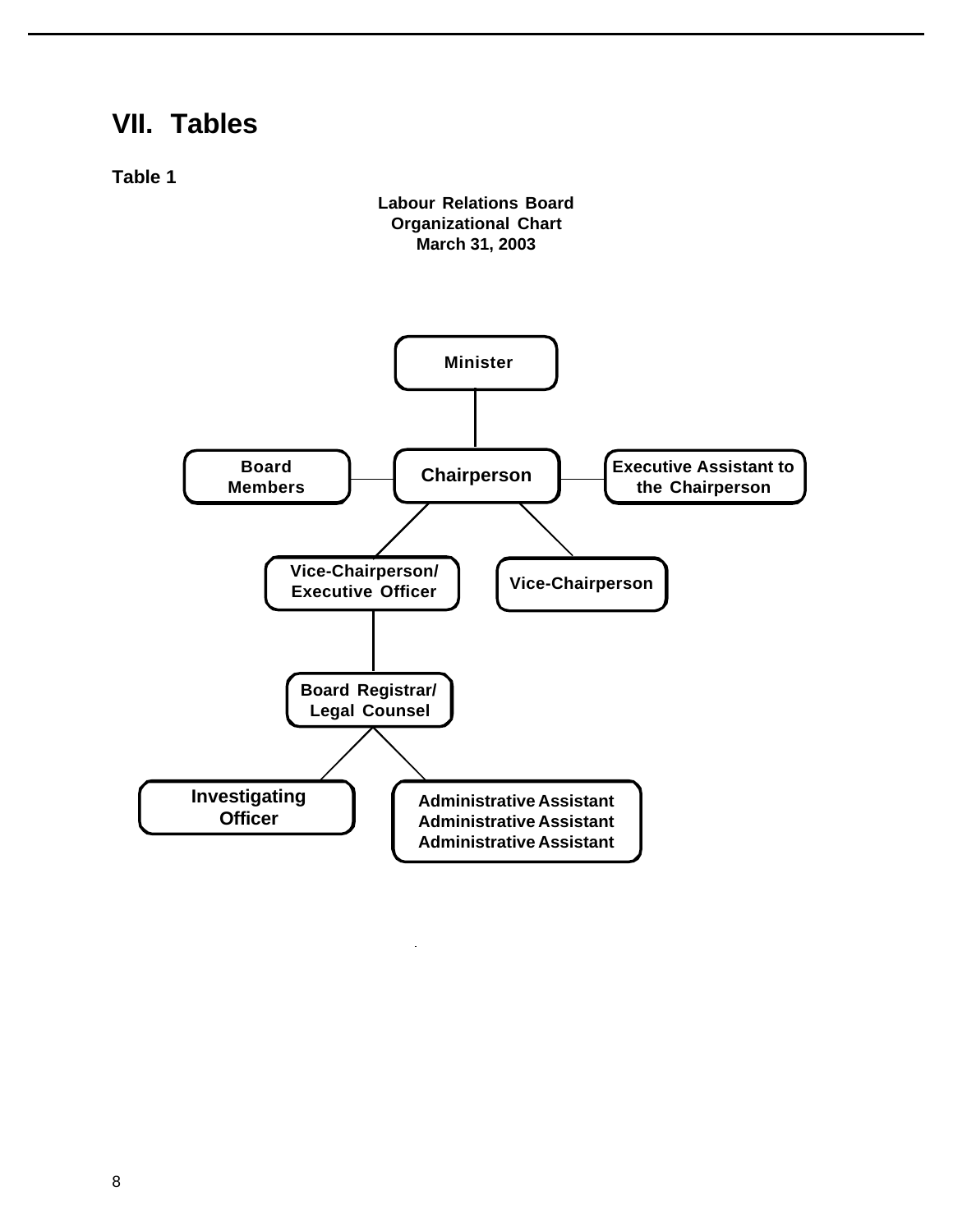# VII. Tables

**Table 1**

**Labour Relations Board**
**Organizational Chart**
**March 31, 2003**

- **Minister**
  - **Chairperson**
    - **Board Members**
    - **Executive Assistant to the Chairperson**
    - **Vice-Chairperson/ Executive Officer**
      - **Board Registrar/ Legal Counsel**
        - **Investigating Officer**
        - **Administrative Assistant**
        - **Administrative Assistant**
        - **Administrative Assistant**
    - **Vice-Chairperson**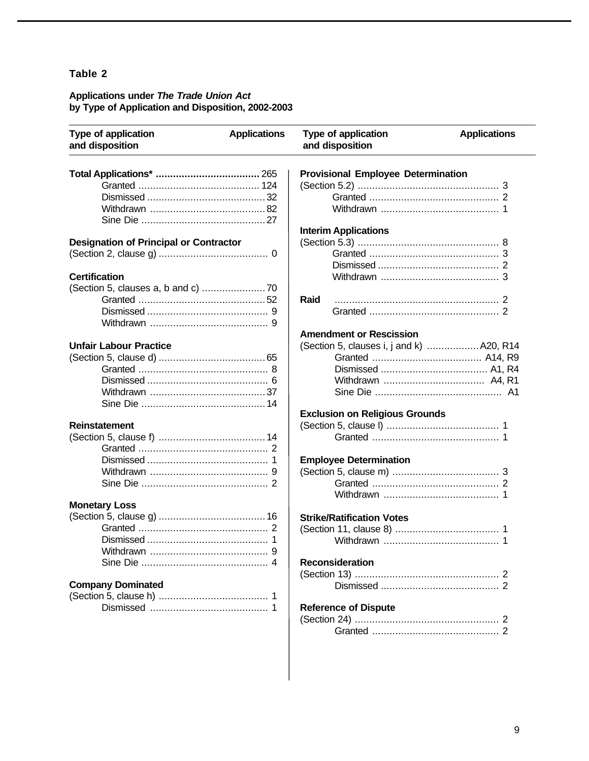## Table 2

**Applications under *The Trade Union Act* by Type of Application and Disposition, 2002-2003**

| Type of application and disposition | Applications |
|---|---|
| **Total Applications*** | **265** |
| Granted | 124 |
| Dismissed | 32 |
| Withdrawn | 82 |
| Sine Die | 27 |
| **Designation of Principal or Contractor** | |
| (Section 2, clause g) | 0 |
| **Certification** | |
| (Section 5, clauses a, b and c) | 70 |
| Granted | 52 |
| Dismissed | 9 |
| Withdrawn | 9 |
| **Unfair Labour Practice** | |
| (Section 5, clause d) | 65 |
| Granted | 8 |
| Dismissed | 6 |
| Withdrawn | 37 |
| Sine Die | 14 |
| **Reinstatement** | |
| (Section 5, clause f) | 14 |
| Granted | 2 |
| Dismissed | 1 |
| Withdrawn | 9 |
| Sine Die | 2 |
| **Monetary Loss** | |
| (Section 5, clause g) | 16 |
| Granted | 2 |
| Dismissed | 1 |
| Withdrawn | 9 |
| Sine Die | 4 |
| **Company Dominated** | |
| (Section 5, clause h) | 1 |
| Dismissed | 1 |
| **Provisional Employee Determination** | |
| (Section 5.2) | 3 |
| Granted | 2 |
| Withdrawn | 1 |
| **Interim Applications** | |
| (Section 5.3) | 8 |
| Granted | 3 |
| Dismissed | 2 |
| Withdrawn | 3 |
| **Raid** | 2 |
| Granted | 2 |
| **Amendment or Rescission** | |
| (Section 5, clauses i, j and k) | A20, R14 |
| Granted | A14, R9 |
| Dismissed | A1, R4 |
| Withdrawn | A4, R1 |
| Sine Die | A1 |
| **Exclusion on Religious Grounds** | |
| (Section 5, clause l) | 1 |
| Granted | 1 |
| **Employee Determination** | |
| (Section 5, clause m) | 3 |
| Granted | 2 |
| Withdrawn | 1 |
| **Strike/Ratification Votes** | |
| (Section 11, clause 8) | 1 |
| Withdrawn | 1 |
| **Reconsideration** | |
| (Section 13) | 2 |
| Dismissed | 2 |
| **Reference of Dispute** | |
| (Section 24) | 2 |
| Granted | 2 |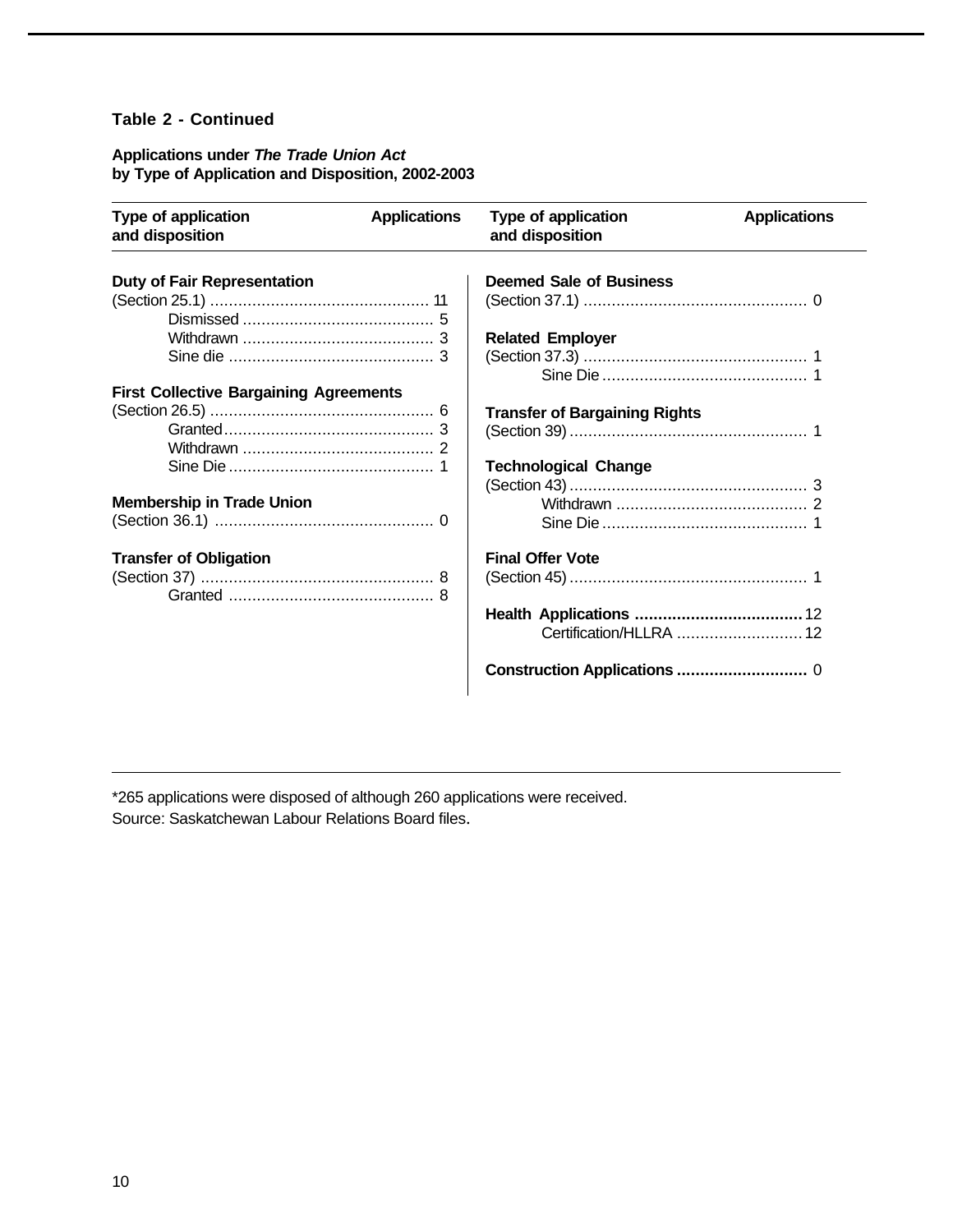**Table 2 - Continued**

**Applications under *The Trade Union Act* by Type of Application and Disposition, 2002-2003**

| Type of application and disposition | Applications |
|---|---|
| **Duty of Fair Representation** | |
| (Section 25.1) | 11 |
| Dismissed | 5 |
| Withdrawn | 3 |
| Sine die | 3 |
| **First Collective Bargaining Agreements** | |
| (Section 26.5) | 6 |
| Granted | 3 |
| Withdrawn | 2 |
| Sine Die | 1 |
| **Membership in Trade Union** | |
| (Section 36.1) | 0 |
| **Transfer of Obligation** | |
| (Section 37) | 8 |
| Granted | 8 |
| **Deemed Sale of Business** | |
| (Section 37.1) | 0 |
| **Related Employer** | |
| (Section 37.3) | 1 |
| Sine Die | 1 |
| **Transfer of Bargaining Rights** | |
| (Section 39) | 1 |
| **Technological Change** | |
| (Section 43) | 3 |
| Withdrawn | 2 |
| Sine Die | 1 |
| **Final Offer Vote** | |
| (Section 45) | 1 |
| **Health Applications** | 12 |
| Certification/HLLRA | 12 |
| **Construction Applications** | 0 |

*265 applications were disposed of although 260 applications were received.

Source: Saskatchewan Labour Relations Board files.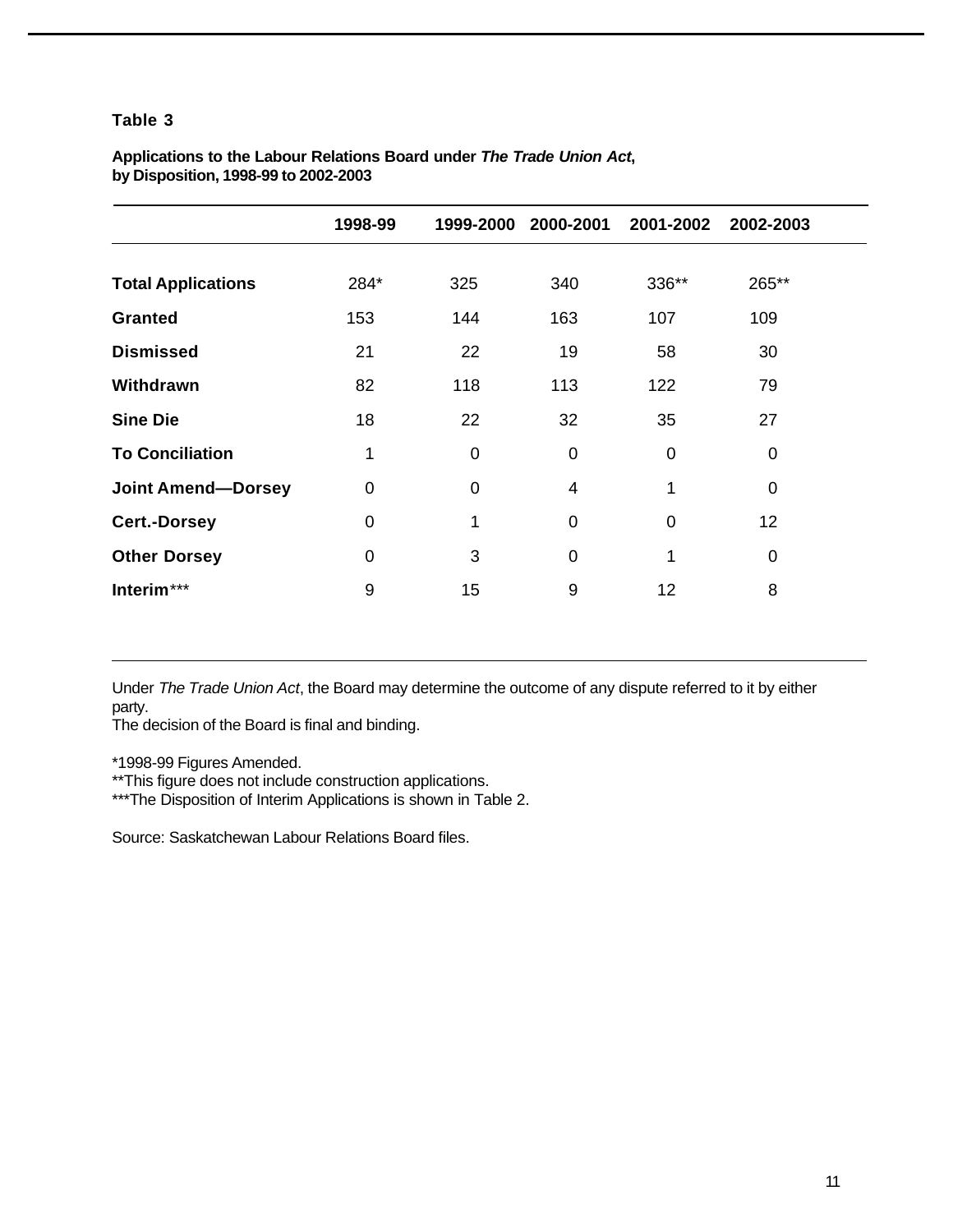**Table 3**

**Applications to the Labour Relations Board under *The Trade Union Act*, by Disposition, 1998-99 to 2002-2003**

| | 1998-99 | 1999-2000 | 2000-2001 | 2001-2002 | 2002-2003 |
|---|---|---|---|---|---|
| **Total Applications** | 284* | 325 | 340 | 336** | 265** |
| **Granted** | 153 | 144 | 163 | 107 | 109 |
| **Dismissed** | 21 | 22 | 19 | 58 | 30 |
| **Withdrawn** | 82 | 118 | 113 | 122 | 79 |
| **Sine Die** | 18 | 22 | 32 | 35 | 27 |
| **To Conciliation** | 1 | 0 | 0 | 0 | 0 |
| **Joint Amend—Dorsey** | 0 | 0 | 4 | 1 | 0 |
| **Cert.-Dorsey** | 0 | 1 | 0 | 0 | 12 |
| **Other Dorsey** | 0 | 3 | 0 | 1 | 0 |
| **Interim***** | 9 | 15 | 9 | 12 | 8 |

Under *The Trade Union Act*, the Board may determine the outcome of any dispute referred to it by either party.
The decision of the Board is final and binding.

*1998-99 Figures Amended.
**This figure does not include construction applications.
***The Disposition of Interim Applications is shown in Table 2.

Source: Saskatchewan Labour Relations Board files.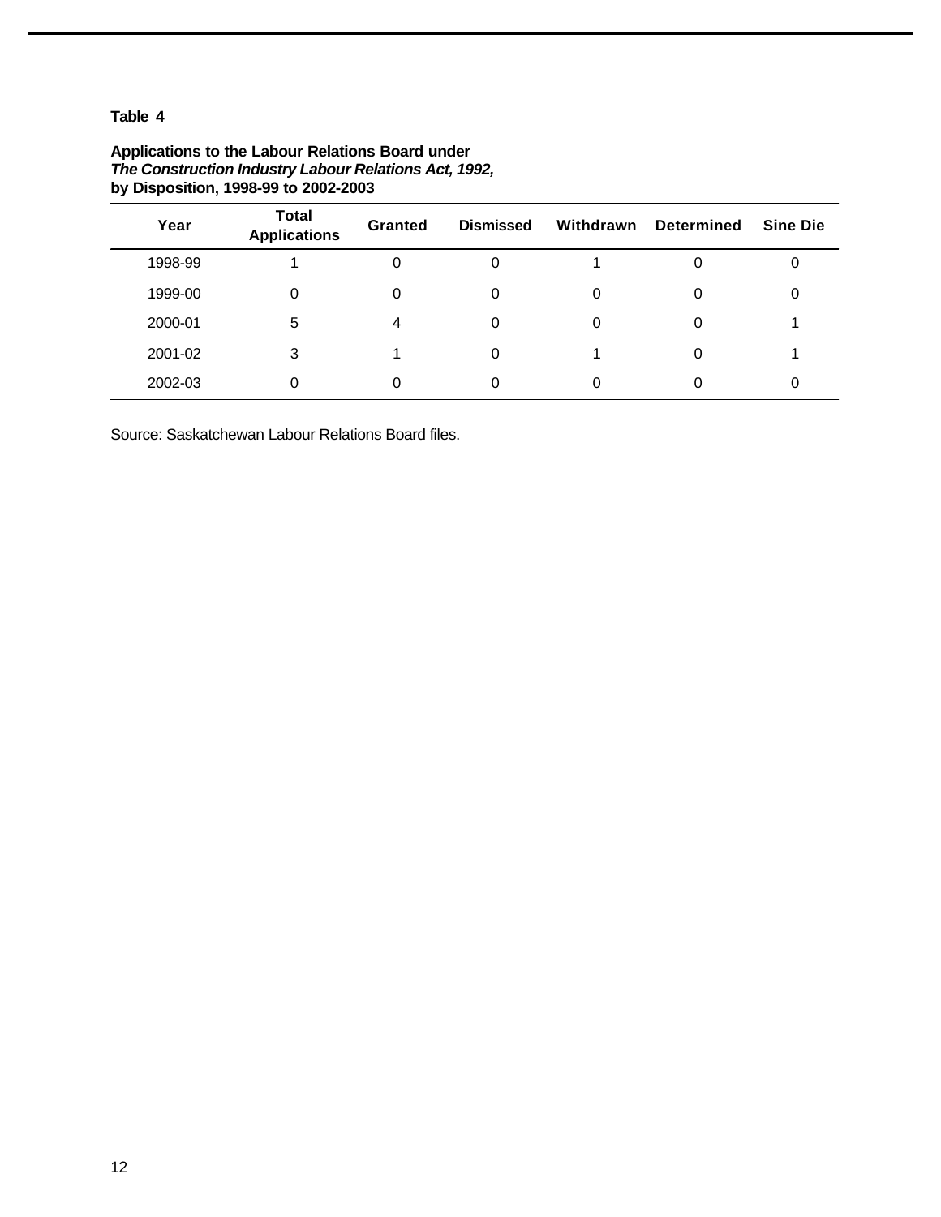**Table 4**

**Applications to the Labour Relations Board under**
***The Construction Industry Labour Relations Act, 1992,***
**by Disposition, 1998-99 to 2002-2003**

| Year | Total Applications | Granted | Dismissed | Withdrawn | Determined | Sine Die |
|---|---|---|---|---|---|---|
| 1998-99 | 1 | 0 | 0 | 1 | 0 | 0 |
| 1999-00 | 0 | 0 | 0 | 0 | 0 | 0 |
| 2000-01 | 5 | 4 | 0 | 0 | 0 | 1 |
| 2001-02 | 3 | 1 | 0 | 1 | 0 | 1 |
| 2002-03 | 0 | 0 | 0 | 0 | 0 | 0 |

Source: Saskatchewan Labour Relations Board files.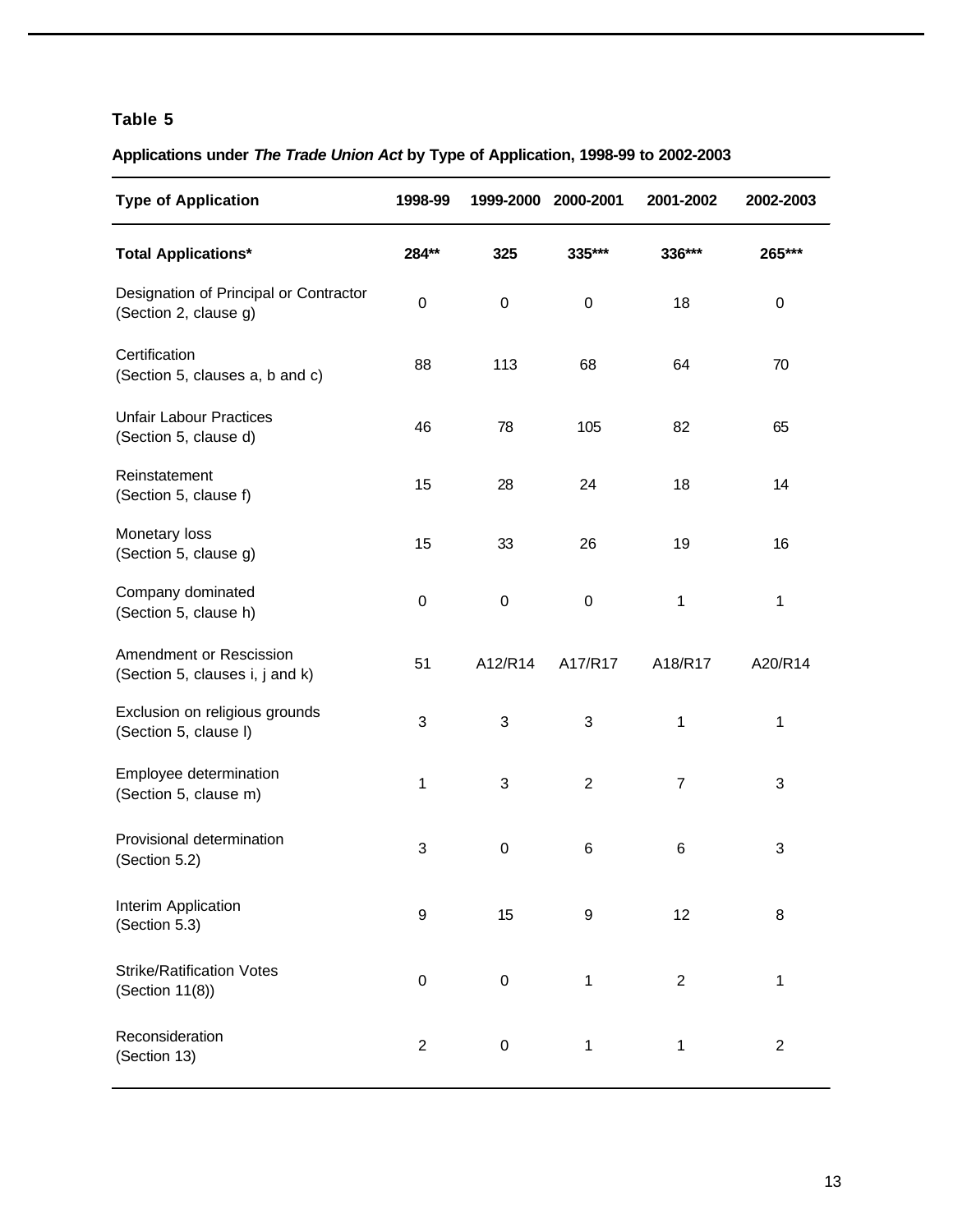**Table 5**

**Applications under *The Trade Union Act* by Type of Application, 1998-99 to 2002-2003**

| Type of Application | 1998-99 | 1999-2000 | 2000-2001 | 2001-2002 | 2002-2003 |
|---|---|---|---|---|---|
| **Total Applications*** | **284**** | **325** | **335***** | **336***** | **265***** |
| Designation of Principal or Contractor (Section 2, clause g) | 0 | 0 | 0 | 18 | 0 |
| Certification (Section 5, clauses a, b and c) | 88 | 113 | 68 | 64 | 70 |
| Unfair Labour Practices (Section 5, clause d) | 46 | 78 | 105 | 82 | 65 |
| Reinstatement (Section 5, clause f) | 15 | 28 | 24 | 18 | 14 |
| Monetary loss (Section 5, clause g) | 15 | 33 | 26 | 19 | 16 |
| Company dominated (Section 5, clause h) | 0 | 0 | 0 | 1 | 1 |
| Amendment or Rescission (Section 5, clauses i, j and k) | 51 | A12/R14 | A17/R17 | A18/R17 | A20/R14 |
| Exclusion on religious grounds (Section 5, clause l) | 3 | 3 | 3 | 1 | 1 |
| Employee determination (Section 5, clause m) | 1 | 3 | 2 | 7 | 3 |
| Provisional determination (Section 5.2) | 3 | 0 | 6 | 6 | 3 |
| Interim Application (Section 5.3) | 9 | 15 | 9 | 12 | 8 |
| Strike/Ratification Votes (Section 11(8)) | 0 | 0 | 1 | 2 | 1 |
| Reconsideration (Section 13) | 2 | 0 | 1 | 1 | 2 |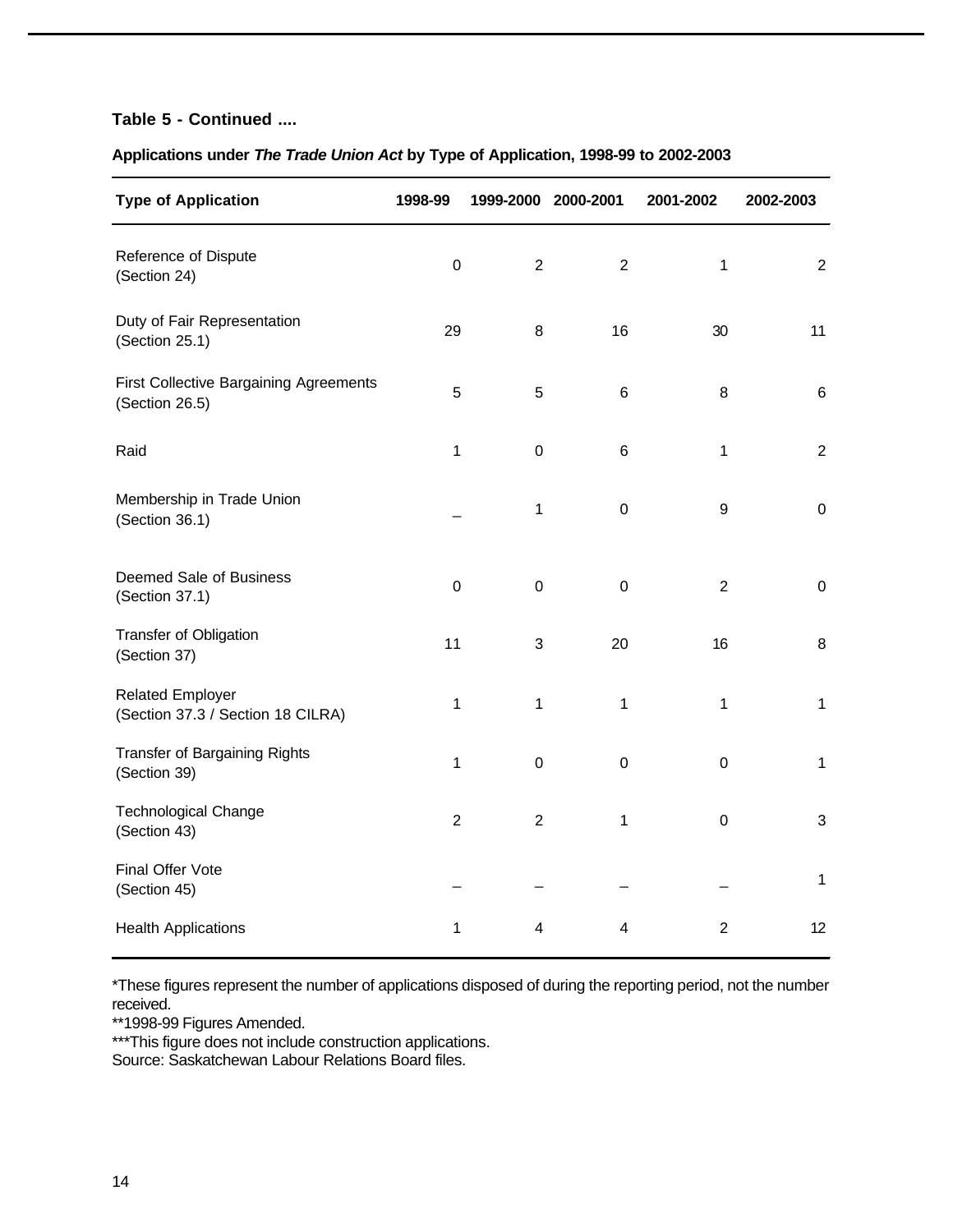**Table 5 - Continued ....**

**Applications under *The Trade Union Act* by Type of Application, 1998-99 to 2002-2003**

| Type of Application | 1998-99 | 1999-2000 | 2000-2001 | 2001-2002 | 2002-2003 |
|---|---|---|---|---|---|
| Reference of Dispute (Section 24) | 0 | 2 | 2 | 1 | 2 |
| Duty of Fair Representation (Section 25.1) | 29 | 8 | 16 | 30 | 11 |
| First Collective Bargaining Agreements (Section 26.5) | 5 | 5 | 6 | 8 | 6 |
| Raid | 1 | 0 | 6 | 1 | 2 |
| Membership in Trade Union (Section 36.1) | _ | 1 | 0 | 9 | 0 |
| Deemed Sale of Business (Section 37.1) | 0 | 0 | 0 | 2 | 0 |
| Transfer of Obligation (Section 37) | 11 | 3 | 20 | 16 | 8 |
| Related Employer (Section 37.3 / Section 18 CILRA) | 1 | 1 | 1 | 1 | 1 |
| Transfer of Bargaining Rights (Section 39) | 1 | 0 | 0 | 0 | 1 |
| Technological Change (Section 43) | 2 | 2 | 1 | 0 | 3 |
| Final Offer Vote (Section 45) | _ | _ | _ | _ | 1 |
| Health Applications | 1 | 4 | 4 | 2 | 12 |

*These figures represent the number of applications disposed of during the reporting period, not the number received.
**1998-99 Figures Amended.
***This figure does not include construction applications.
Source: Saskatchewan Labour Relations Board files.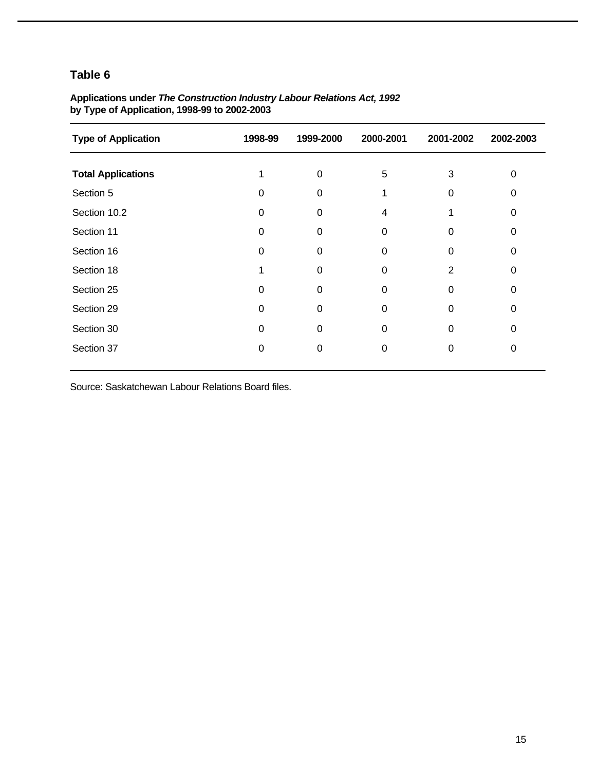## Table 6

**Applications under *The Construction Industry Labour Relations Act, 1992* by Type of Application, 1998-99 to 2002-2003**

| Type of Application | 1998-99 | 1999-2000 | 2000-2001 | 2001-2002 | 2002-2003 |
|---|---|---|---|---|---|
| **Total Applications** | 1 | 0 | 5 | 3 | 0 |
| Section 5 | 0 | 0 | 1 | 0 | 0 |
| Section 10.2 | 0 | 0 | 4 | 1 | 0 |
| Section 11 | 0 | 0 | 0 | 0 | 0 |
| Section 16 | 0 | 0 | 0 | 0 | 0 |
| Section 18 | 1 | 0 | 0 | 2 | 0 |
| Section 25 | 0 | 0 | 0 | 0 | 0 |
| Section 29 | 0 | 0 | 0 | 0 | 0 |
| Section 30 | 0 | 0 | 0 | 0 | 0 |
| Section 37 | 0 | 0 | 0 | 0 | 0 |

Source: Saskatchewan Labour Relations Board files.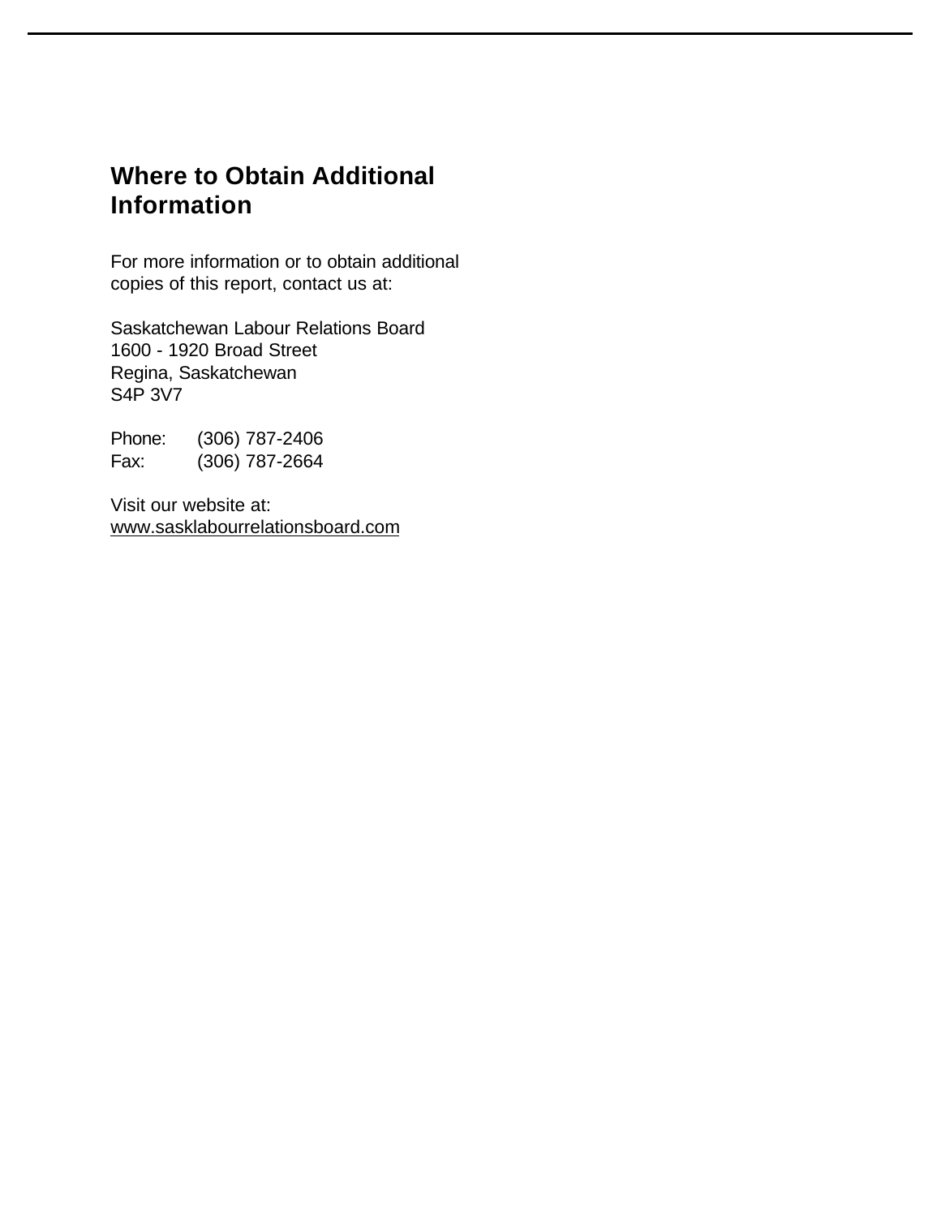## Where to Obtain Additional Information

For more information or to obtain additional copies of this report, contact us at:

Saskatchewan Labour Relations Board  
1600 - 1920 Broad Street  
Regina, Saskatchewan  
S4P 3V7

Phone: (306) 787-2406  
Fax: (306) 787-2664

Visit our website at:  
www.sasklabourrelationsboard.com